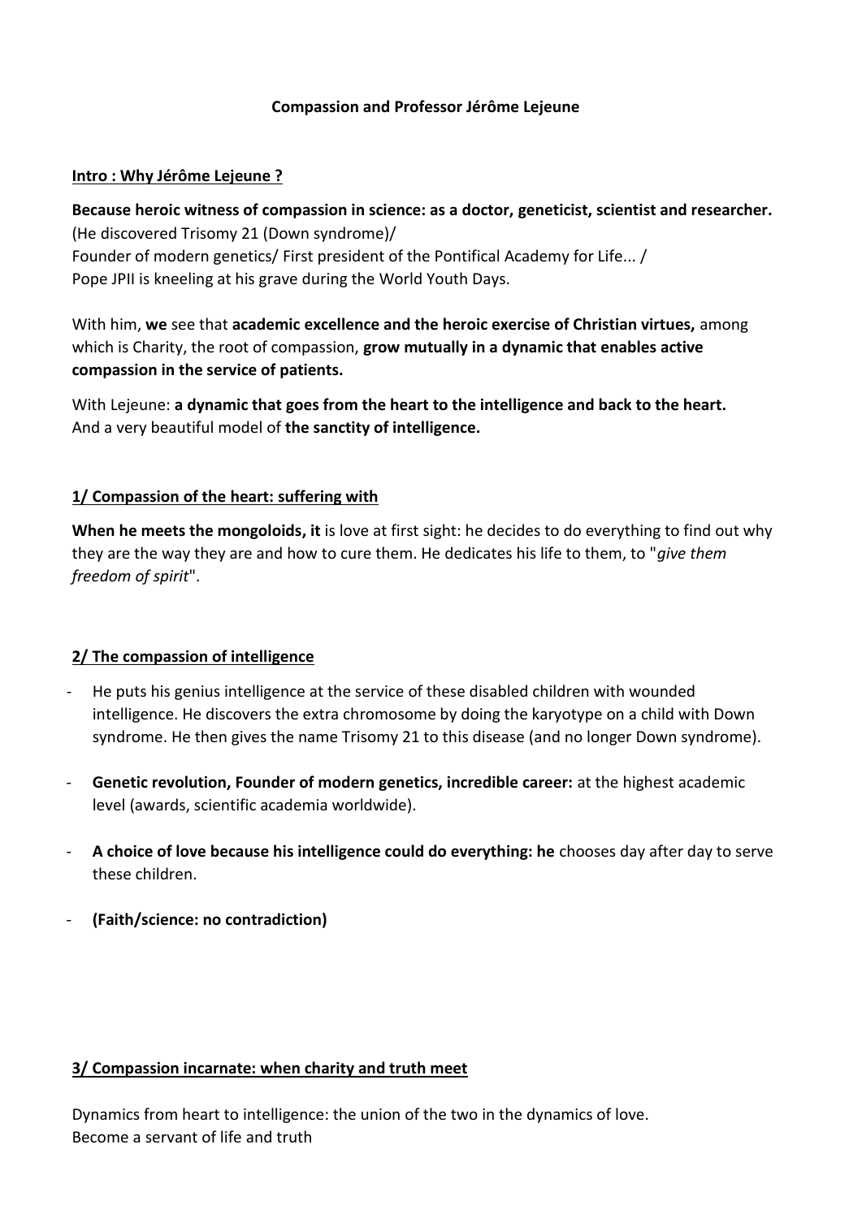**Compassion and Professor Jérôme Lejeune**

**Intro : Why Jérôme Lejeune ?**

**Because heroic witness of compassion in science: as a doctor, geneticist, scientist and researcher.**
(He discovered Trisomy 21 (Down syndrome)/
Founder of modern genetics/ First president of the Pontifical Academy for Life... /
Pope JPII is kneeling at his grave during the World Youth Days.

With him, **we** see that **academic excellence and the heroic exercise of Christian virtues,** among which is Charity, the root of compassion, **grow mutually in a dynamic that enables active compassion in the service of patients.**

With Lejeune: **a dynamic that goes from the heart to the intelligence and back to the heart.**
And a very beautiful model of **the sanctity of intelligence.**

**1/ Compassion of the heart: suffering with**

**When he meets the mongoloids, it** is love at first sight: he decides to do everything to find out why they are the way they are and how to cure them. He dedicates his life to them, to "*give them freedom of spirit*".

**2/ The compassion of intelligence**

- He puts his genius intelligence at the service of these disabled children with wounded intelligence. He discovers the extra chromosome by doing the karyotype on a child with Down syndrome. He then gives the name Trisomy 21 to this disease (and no longer Down syndrome).
- **Genetic revolution, Founder of modern genetics, incredible career:** at the highest academic level (awards, scientific academia worldwide).
- **A choice of love because his intelligence could do everything: he** chooses day after day to serve these children.
- **(Faith/science: no contradiction)**

**3/ Compassion incarnate: when charity and truth meet**

Dynamics from heart to intelligence: the union of the two in the dynamics of love.
Become a servant of life and truth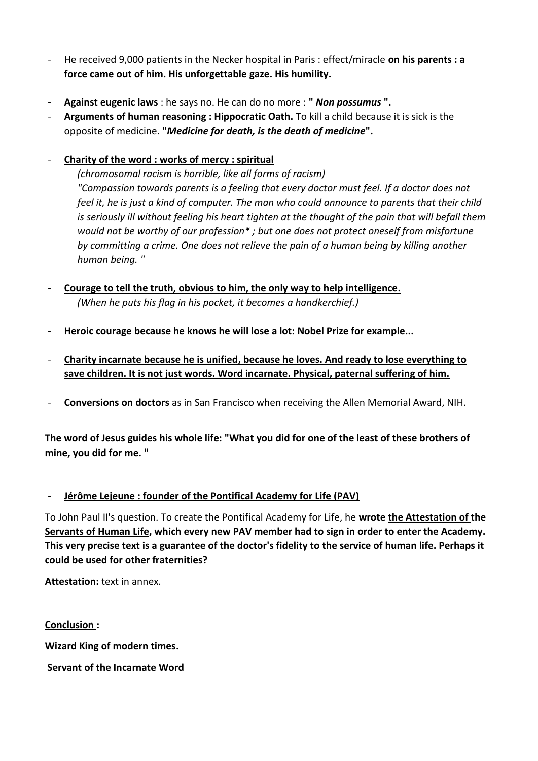- He received 9,000 patients in the Necker hospital in Paris : effect/miracle **on his parents : a force came out of him. His unforgettable gaze. His humility.**

- **Against eugenic laws** : he says no. He can do no more : **" *Non possumus* ".**
- **Arguments of human reasoning : Hippocratic Oath.** To kill a child because it is sick is the opposite of medicine. **"*Medicine for death, is the death of medicine*".**

- **Charity of the word : works of mercy : spiritual**

  *(chromosomal racism is horrible, like all forms of racism)*
  *"Compassion towards parents is a feeling that every doctor must feel. If a doctor does not feel it, he is just a kind of computer. The man who could announce to parents that their child is seriously ill without feeling his heart tighten at the thought of the pain that will befall them would not be worthy of our profession* ; but one does not protect oneself from misfortune by committing a crime. One does not relieve the pain of a human being by killing another human being. "*

- **Courage to tell the truth, obvious to him, the only way to help intelligence.**
  *(When he puts his flag in his pocket, it becomes a handkerchief.)*

- **Heroic courage because he knows he will lose a lot: Nobel Prize for example...**

- **Charity incarnate because he is unified, because he loves. And ready to lose everything to save children. It is not just words. Word incarnate. Physical, paternal suffering of him.**

- **Conversions on doctors** as in San Francisco when receiving the Allen Memorial Award, NIH.

**The word of Jesus guides his whole life: "What you did for one of the least of these brothers of mine, you did for me. "**

- **Jérôme Lejeune : founder of the Pontifical Academy for Life (PAV)**

To John Paul II's question. To create the Pontifical Academy for Life, he **wrote the Attestation of the Servants of Human Life, which every new PAV member had to sign in order to enter the Academy. This very precise text is a guarantee of the doctor's fidelity to the service of human life. Perhaps it could be used for other fraternities?**

**Attestation:** text in annex.

**Conclusion :**

**Wizard King of modern times.**

**Servant of the Incarnate Word**